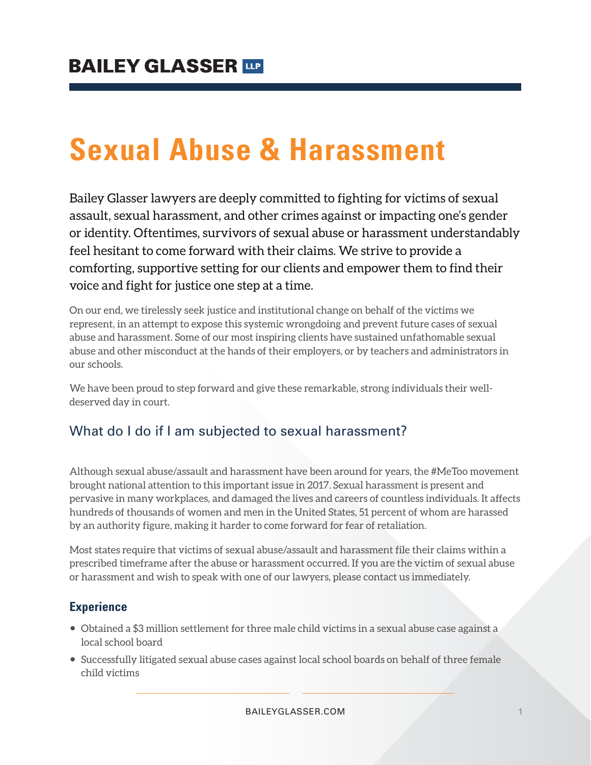**BAILEY GLASSER LLP**

# Sexual Abuse & Harassment

Bailey Glasser lawyers are deeply committed to fighting for victims of sexual assault, sexual harassment, and other crimes against or impacting one's gender or identity. Oftentimes, survivors of sexual abuse or harassment understandably feel hesitant to come forward with their claims. We strive to provide a comforting, supportive setting for our clients and empower them to find their voice and fight for justice one step at a time.

On our end, we tirelessly seek justice and institutional change on behalf of the victims we represent, in an attempt to expose this systemic wrongdoing and prevent future cases of sexual abuse and harassment. Some of our most inspiring clients have sustained unfathomable sexual abuse and other misconduct at the hands of their employers, or by teachers and administrators in our schools.

We have been proud to step forward and give these remarkable, strong individuals their well-deserved day in court.

## What do I do if I am subjected to sexual harassment?

Although sexual abuse/assault and harassment have been around for years, the #MeToo movement brought national attention to this important issue in 2017. Sexual harassment is present and pervasive in many workplaces, and damaged the lives and careers of countless individuals. It affects hundreds of thousands of women and men in the United States, 51 percent of whom are harassed by an authority figure, making it harder to come forward for fear of retaliation.

Most states require that victims of sexual abuse/assault and harassment file their claims within a prescribed timeframe after the abuse or harassment occurred. If you are the victim of sexual abuse or harassment and wish to speak with one of our lawyers, please contact us immediately.

### Experience

- Obtained a $3 million settlement for three male child victims in a sexual abuse case against a local school board
- Successfully litigated sexual abuse cases against local school boards on behalf of three female child victims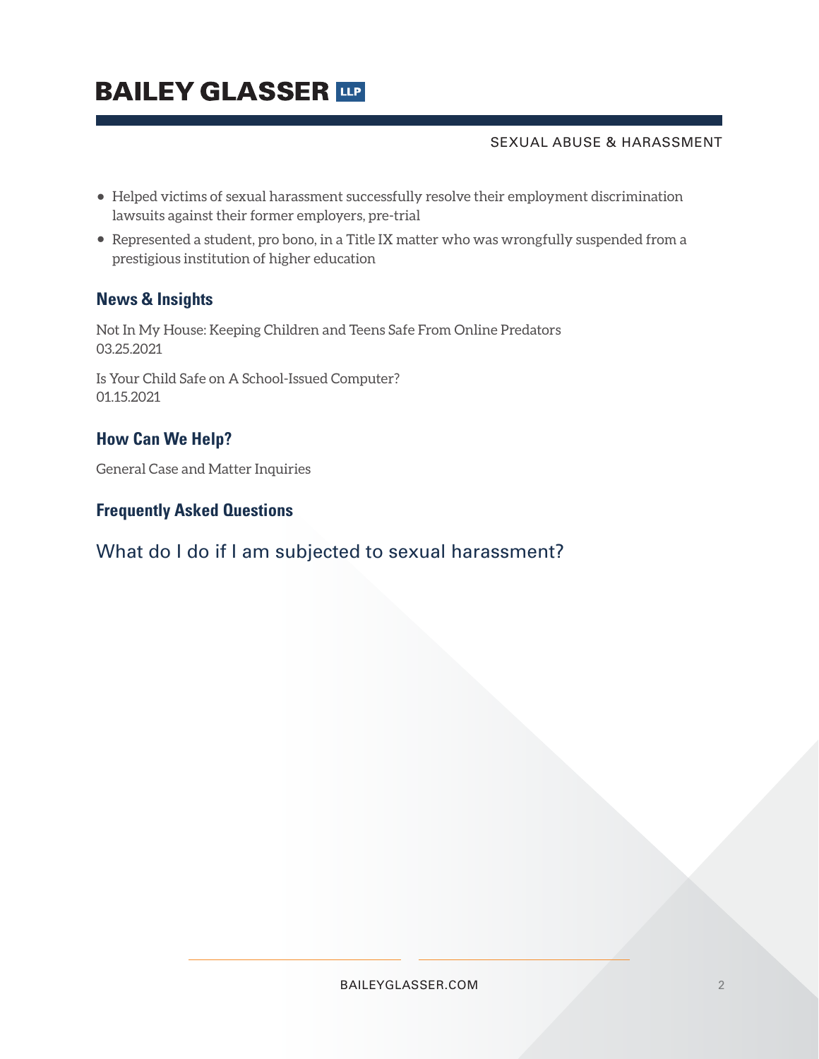- Helped victims of sexual harassment successfully resolve their employment discrimination lawsuits against their former employers, pre-trial
- Represented a student, pro bono, in a Title IX matter who was wrongfully suspended from a prestigious institution of higher education

## News & Insights

Not In My House: Keeping Children and Teens Safe From Online Predators
03.25.2021

Is Your Child Safe on A School-Issued Computer?
01.15.2021

## How Can We Help?

General Case and Matter Inquiries

## Frequently Asked Questions

### What do I do if I am subjected to sexual harassment?